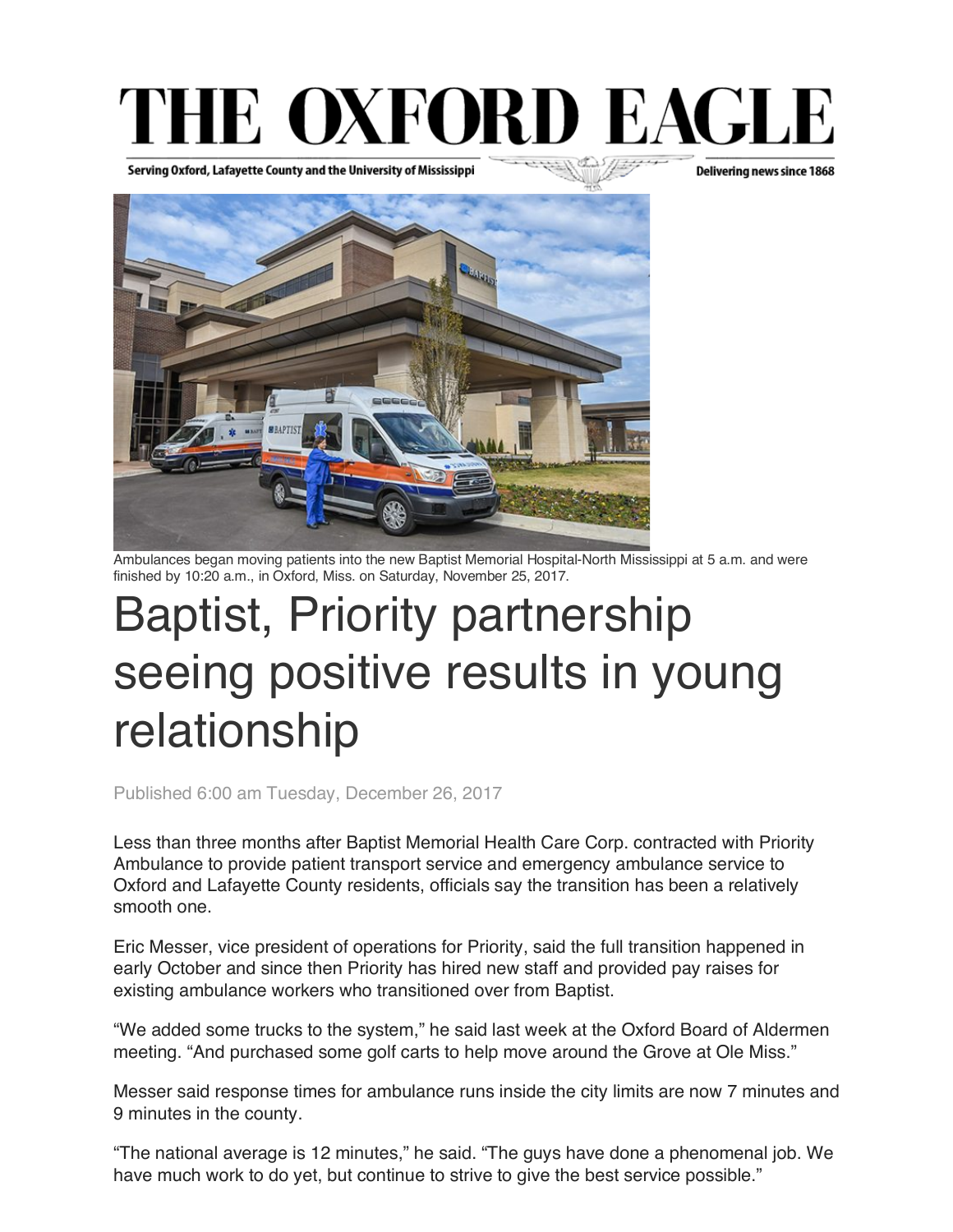# THE OXFORD EAGLE

Serving Oxford, Lafayette County and the University of Mississippi — Delivering news since 1868

Ambulances began moving patients into the new Baptist Memorial Hospital-North Mississippi at 5 a.m. and were finished by 10:20 a.m., in Oxford, Miss. on Saturday, November 25, 2017.

# Baptist, Priority partnership seeing positive results in young relationship

Published 6:00 am Tuesday, December 26, 2017

Less than three months after Baptist Memorial Health Care Corp. contracted with Priority Ambulance to provide patient transport service and emergency ambulance service to Oxford and Lafayette County residents, officials say the transition has been a relatively smooth one.

Eric Messer, vice president of operations for Priority, said the full transition happened in early October and since then Priority has hired new staff and provided pay raises for existing ambulance workers who transitioned over from Baptist.

"We added some trucks to the system," he said last week at the Oxford Board of Aldermen meeting. "And purchased some golf carts to help move around the Grove at Ole Miss."

Messer said response times for ambulance runs inside the city limits are now 7 minutes and 9 minutes in the county.

"The national average is 12 minutes," he said. "The guys have done a phenomenal job. We have much work to do yet, but continue to strive to give the best service possible."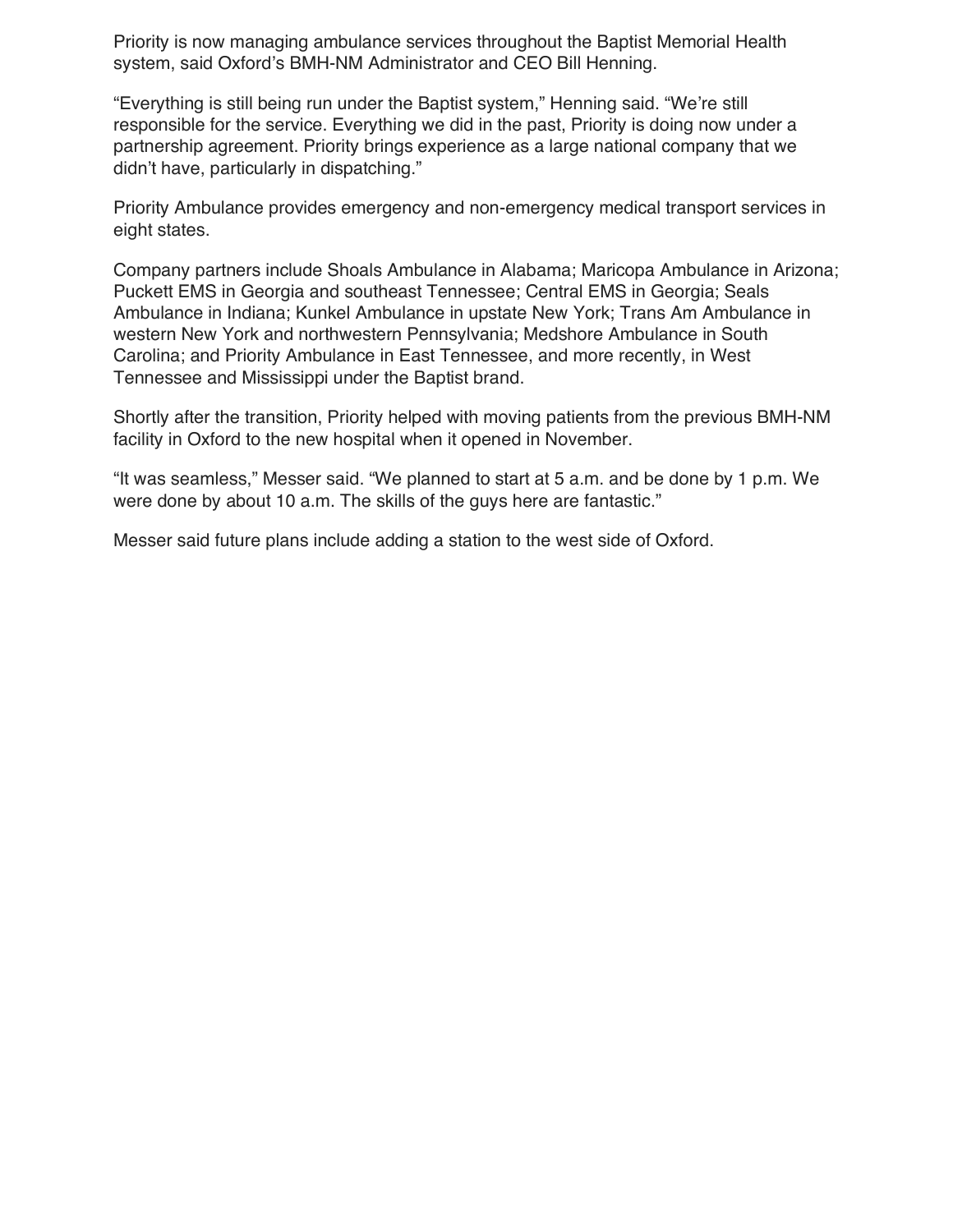Priority is now managing ambulance services throughout the Baptist Memorial Health system, said Oxford's BMH-NM Administrator and CEO Bill Henning.

"Everything is still being run under the Baptist system," Henning said. "We're still responsible for the service. Everything we did in the past, Priority is doing now under a partnership agreement. Priority brings experience as a large national company that we didn't have, particularly in dispatching."

Priority Ambulance provides emergency and non-emergency medical transport services in eight states.

Company partners include Shoals Ambulance in Alabama; Maricopa Ambulance in Arizona; Puckett EMS in Georgia and southeast Tennessee; Central EMS in Georgia; Seals Ambulance in Indiana; Kunkel Ambulance in upstate New York; Trans Am Ambulance in western New York and northwestern Pennsylvania; Medshore Ambulance in South Carolina; and Priority Ambulance in East Tennessee, and more recently, in West Tennessee and Mississippi under the Baptist brand.

Shortly after the transition, Priority helped with moving patients from the previous BMH-NM facility in Oxford to the new hospital when it opened in November.

"It was seamless," Messer said. "We planned to start at 5 a.m. and be done by 1 p.m. We were done by about 10 a.m. The skills of the guys here are fantastic."

Messer said future plans include adding a station to the west side of Oxford.